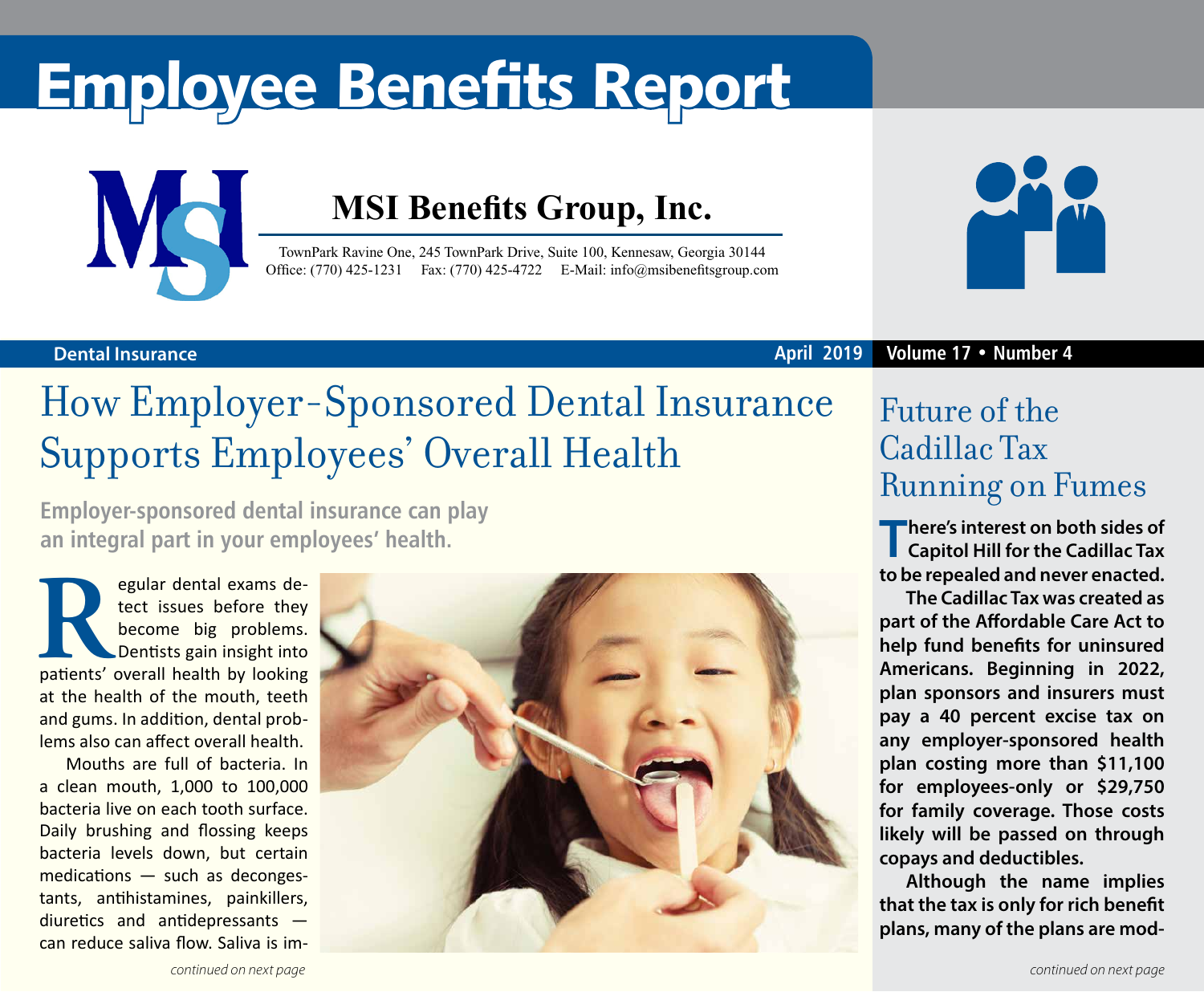# Employee Benefits Report

## MSI Benefits Group, Inc.

TownPark Ravine One, 245 TownPark Drive, Suite 100, Kennesaw, Georgia 30144
Office: (770) 425-1231 Fax: (770) 425-4722 E-Mail: info@msibenefitsgroup.com

**Dental Insurance** **April 2019** **Volume 17 • Number 4**

# How Employer-Sponsored Dental Insurance Supports Employees' Overall Health

**Employer-sponsored dental insurance can play an integral part in your employees' health.**

Regular dental exams detect issues before they become big problems. Dentists gain insight into patients' overall health by looking at the health of the mouth, teeth and gums. In addition, dental problems also can affect overall health.

Mouths are full of bacteria. In a clean mouth, 1,000 to 100,000 bacteria live on each tooth surface. Daily brushing and flossing keeps bacteria levels down, but certain medications — such as decongestants, antihistamines, painkillers, diuretics and antidepressants — can reduce saliva flow. Saliva is im-

*continued on next page*

# Future of the Cadillac Tax Running on Fumes

**There's interest on both sides of Capitol Hill for the Cadillac Tax to be repealed and never enacted.**

**The Cadillac Tax was created as part of the Affordable Care Act to help fund benefits for uninsured Americans. Beginning in 2022, plan sponsors and insurers must pay a 40 percent excise tax on any employer-sponsored health plan costing more than $11,100 for employees-only or $29,750 for family coverage. Those costs likely will be passed on through copays and deductibles.**

**Although the name implies that the tax is only for rich benefit plans, many of the plans are mod-**

*continued on next page*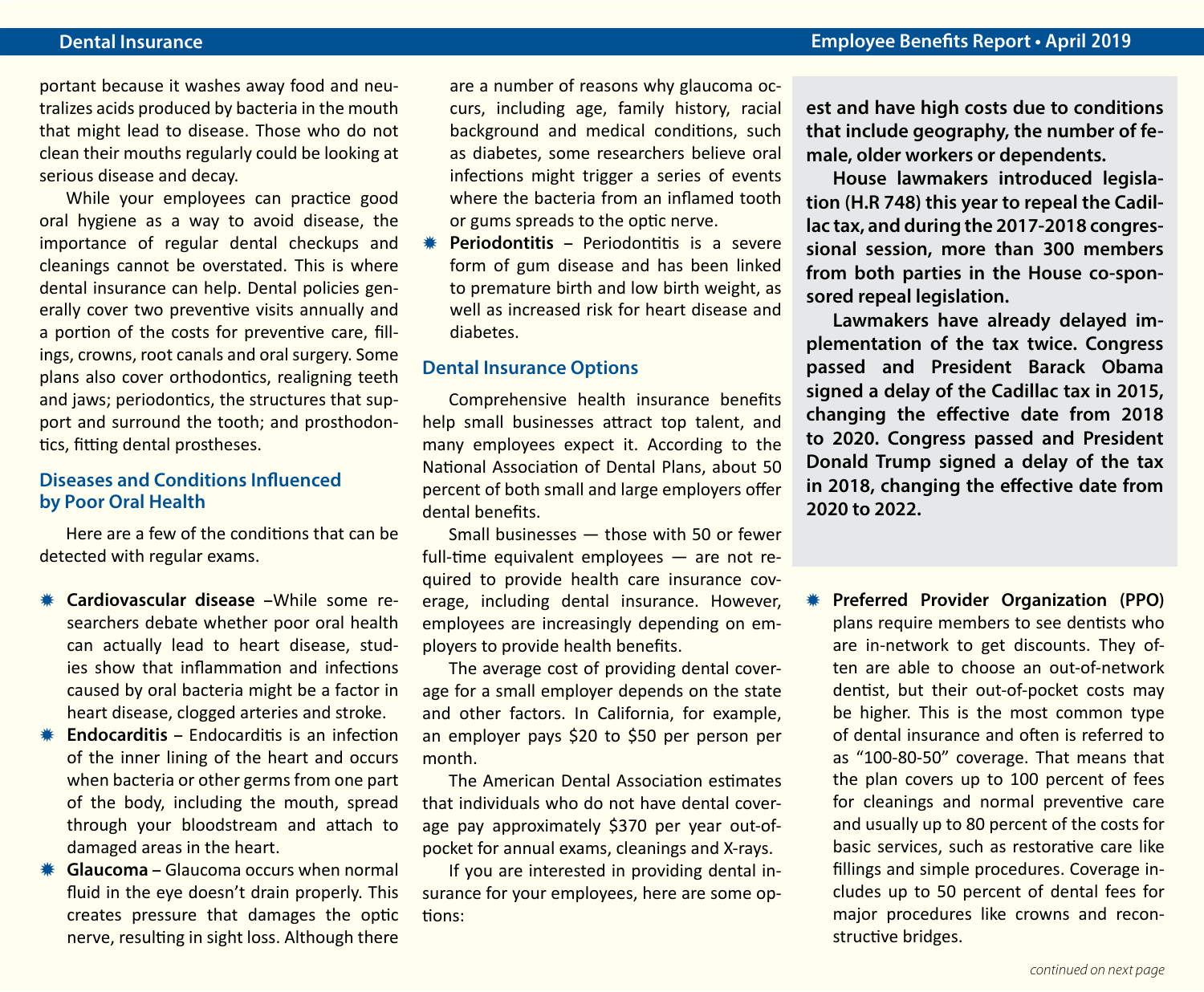portant because it washes away food and neutralizes acids produced by bacteria in the mouth that might lead to disease. Those who do not clean their mouths regularly could be looking at serious disease and decay.

While your employees can practice good oral hygiene as a way to avoid disease, the importance of regular dental checkups and cleanings cannot be overstated. This is where dental insurance can help. Dental policies generally cover two preventive visits annually and a portion of the costs for preventive care, fillings, crowns, root canals and oral surgery. Some plans also cover orthodontics, realigning teeth and jaws; periodontics, the structures that support and surround the tooth; and prosthodontics, fitting dental prostheses.

## Diseases and Conditions Influenced by Poor Oral Health

Here are a few of the conditions that can be detected with regular exams.

- **Cardiovascular disease** –While some researchers debate whether poor oral health can actually lead to heart disease, studies show that inflammation and infections caused by oral bacteria might be a factor in heart disease, clogged arteries and stroke.
- **Endocarditis** – Endocarditis is an infection of the inner lining of the heart and occurs when bacteria or other germs from one part of the body, including the mouth, spread through your bloodstream and attach to damaged areas in the heart.
- **Glaucoma** – Glaucoma occurs when normal fluid in the eye doesn't drain properly. This creates pressure that damages the optic nerve, resulting in sight loss. Although there are a number of reasons why glaucoma occurs, including age, family history, racial background and medical conditions, such as diabetes, some researchers believe oral infections might trigger a series of events where the bacteria from an inflamed tooth or gums spreads to the optic nerve.
- **Periodontitis** – Periodontitis is a severe form of gum disease and has been linked to premature birth and low birth weight, as well as increased risk for heart disease and diabetes.

## Dental Insurance Options

Comprehensive health insurance benefits help small businesses attract top talent, and many employees expect it. According to the National Association of Dental Plans, about 50 percent of both small and large employers offer dental benefits.

Small businesses — those with 50 or fewer full-time equivalent employees — are not required to provide health care insurance coverage, including dental insurance. However, employees are increasingly depending on employers to provide health benefits.

The average cost of providing dental coverage for a small employer depends on the state and other factors. In California, for example, an employer pays $20 to $50 per person per month.

The American Dental Association estimates that individuals who do not have dental coverage pay approximately $370 per year out-of-pocket for annual exams, cleanings and X-rays.

If you are interested in providing dental insurance for your employees, here are some options:

**est and have high costs due to conditions that include geography, the number of female, older workers or dependents.**

**House lawmakers introduced legislation (H.R 748) this year to repeal the Cadillac tax, and during the 2017-2018 congressional session, more than 300 members from both parties in the House co-sponsored repeal legislation.**

**Lawmakers have already delayed implementation of the tax twice. Congress passed and President Barack Obama signed a delay of the Cadillac tax in 2015, changing the effective date from 2018 to 2020. Congress passed and President Donald Trump signed a delay of the tax in 2018, changing the effective date from 2020 to 2022.**

- **Preferred Provider Organization (PPO)** plans require members to see dentists who are in-network to get discounts. They often are able to choose an out-of-network dentist, but their out-of-pocket costs may be higher. This is the most common type of dental insurance and often is referred to as "100-80-50" coverage. That means that the plan covers up to 100 percent of fees for cleanings and normal preventive care and usually up to 80 percent of the costs for basic services, such as restorative care like fillings and simple procedures. Coverage includes up to 50 percent of dental fees for major procedures like crowns and reconstructive bridges.

*continued on next page*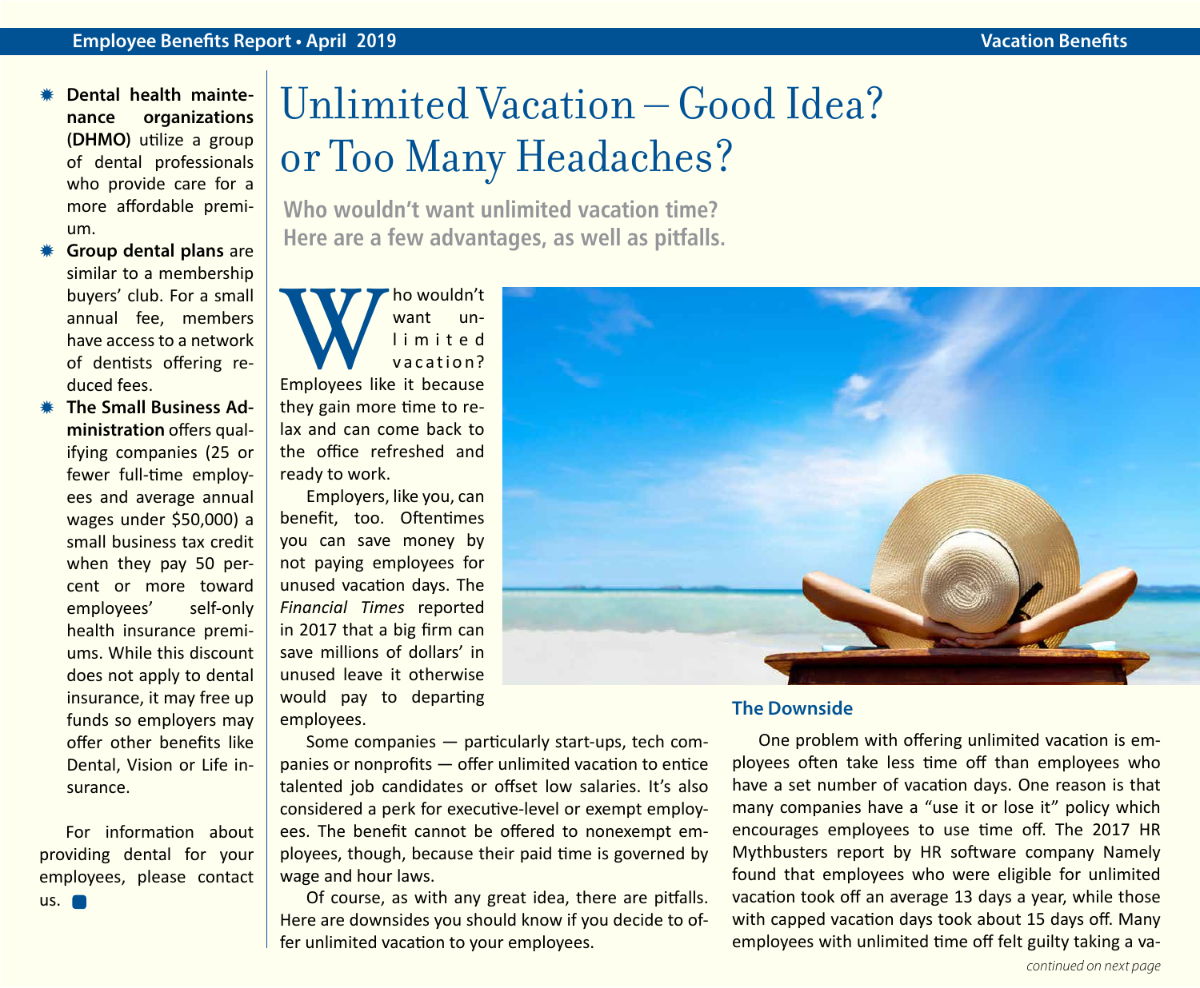- **Dental health maintenance organizations (DHMO)** utilize a group of dental professionals who provide care for a more affordable premium.
- **Group dental plans** are similar to a membership buyers' club. For a small annual fee, members have access to a network of dentists offering reduced fees.
- **The Small Business Administration** offers qualifying companies (25 or fewer full-time employees and average annual wages under $50,000) a small business tax credit when they pay 50 percent or more toward employees' self-only health insurance premiums. While this discount does not apply to dental insurance, it may free up funds so employers may offer other benefits like Dental, Vision or Life insurance.

For information about providing dental for your employees, please contact us.

# Unlimited Vacation – Good Idea? or Too Many Headaches?

**Who wouldn't want unlimited vacation time? Here are a few advantages, as well as pitfalls.**

Who wouldn't want unlimited vacation? Employees like it because they gain more time to relax and can come back to the office refreshed and ready to work.

Employers, like you, can benefit, too. Oftentimes you can save money by not paying employees for unused vacation days. The *Financial Times* reported in 2017 that a big firm can save millions of dollars' in unused leave it otherwise would pay to departing employees.

Some companies — particularly start-ups, tech companies or nonprofits — offer unlimited vacation to entice talented job candidates or offset low salaries. It's also considered a perk for executive-level or exempt employees. The benefit cannot be offered to nonexempt employees, though, because their paid time is governed by wage and hour laws.

Of course, as with any great idea, there are pitfalls. Here are downsides you should know if you decide to offer unlimited vacation to your employees.

## The Downside

One problem with offering unlimited vacation is employees often take less time off than employees who have a set number of vacation days. One reason is that many companies have a "use it or lose it" policy which encourages employees to use time off. The 2017 HR Mythbusters report by HR software company Namely found that employees who were eligible for unlimited vacation took off an average 13 days a year, while those with capped vacation days took about 15 days off. Many employees with unlimited time off felt guilty taking a va-

*continued on next page*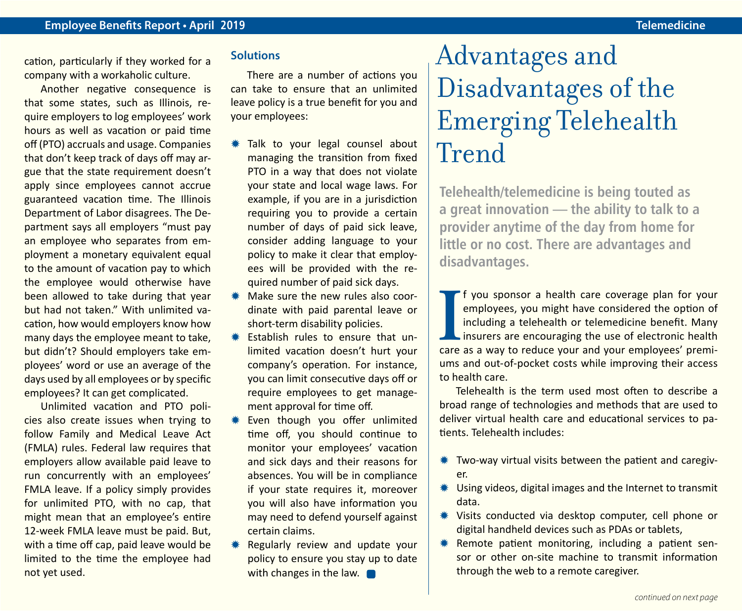cation, particularly if they worked for a company with a workaholic culture.

Another negative consequence is that some states, such as Illinois, require employers to log employees' work hours as well as vacation or paid time off (PTO) accruals and usage. Companies that don't keep track of days off may argue that the state requirement doesn't apply since employees cannot accrue guaranteed vacation time. The Illinois Department of Labor disagrees. The Department says all employers "must pay an employee who separates from employment a monetary equivalent equal to the amount of vacation pay to which the employee would otherwise have been allowed to take during that year but had not taken." With unlimited vacation, how would employers know how many days the employee meant to take, but didn't? Should employers take employees' word or use an average of the days used by all employees or by specific employees? It can get complicated.

Unlimited vacation and PTO policies also create issues when trying to follow Family and Medical Leave Act (FMLA) rules. Federal law requires that employers allow available paid leave to run concurrently with an employees' FMLA leave. If a policy simply provides for unlimited PTO, with no cap, that might mean that an employee's entire 12-week FMLA leave must be paid. But, with a time off cap, paid leave would be limited to the time the employee had not yet used.

### Solutions

There are a number of actions you can take to ensure that an unlimited leave policy is a true benefit for you and your employees:

- Talk to your legal counsel about managing the transition from fixed PTO in a way that does not violate your state and local wage laws. For example, if you are in a jurisdiction requiring you to provide a certain number of days of paid sick leave, consider adding language to your policy to make it clear that employees will be provided with the required number of paid sick days.
- Make sure the new rules also coordinate with paid parental leave or short-term disability policies.
- Establish rules to ensure that unlimited vacation doesn't hurt your company's operation. For instance, you can limit consecutive days off or require employees to get management approval for time off.
- Even though you offer unlimited time off, you should continue to monitor your employees' vacation and sick days and their reasons for absences. You will be in compliance if your state requires it, moreover you will also have information you may need to defend yourself against certain claims.
- Regularly review and update your policy to ensure you stay up to date with changes in the law.

# Advantages and Disadvantages of the Emerging Telehealth Trend

**Telehealth/telemedicine is being touted as a great innovation — the ability to talk to a provider anytime of the day from home for little or no cost. There are advantages and disadvantages.**

If you sponsor a health care coverage plan for your employees, you might have considered the option of including a telehealth or telemedicine benefit. Many insurers are encouraging the use of electronic health care as a way to reduce your and your employees' premiums and out-of-pocket costs while improving their access to health care.

Telehealth is the term used most often to describe a broad range of technologies and methods that are used to deliver virtual health care and educational services to patients. Telehealth includes:

- Two-way virtual visits between the patient and caregiver.
- Using videos, digital images and the Internet to transmit data.
- Visits conducted via desktop computer, cell phone or digital handheld devices such as PDAs or tablets,
- Remote patient monitoring, including a patient sensor or other on-site machine to transmit information through the web to a remote caregiver.

*continued on next page*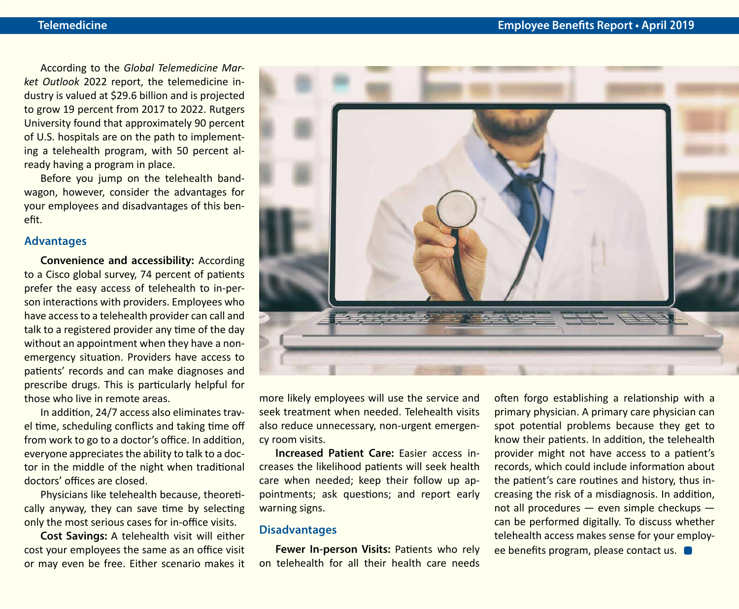According to the *Global Telemedicine Market Outlook* 2022 report, the telemedicine industry is valued at $29.6 billion and is projected to grow 19 percent from 2017 to 2022. Rutgers University found that approximately 90 percent of U.S. hospitals are on the path to implementing a telehealth program, with 50 percent already having a program in place.

Before you jump on the telehealth bandwagon, however, consider the advantages for your employees and disadvantages of this benefit.

## Advantages

**Convenience and accessibility:** According to a Cisco global survey, 74 percent of patients prefer the easy access of telehealth to in-person interactions with providers. Employees who have access to a telehealth provider can call and talk to a registered provider any time of the day without an appointment when they have a non-emergency situation. Providers have access to patients' records and can make diagnoses and prescribe drugs. This is particularly helpful for those who live in remote areas.

In addition, 24/7 access also eliminates travel time, scheduling conflicts and taking time off from work to go to a doctor's office. In addition, everyone appreciates the ability to talk to a doctor in the middle of the night when traditional doctors' offices are closed.

Physicians like telehealth because, theoretically anyway, they can save time by selecting only the most serious cases for in-office visits.

**Cost Savings:** A telehealth visit will either cost your employees the same as an office visit or may even be free. Either scenario makes it more likely employees will use the service and seek treatment when needed. Telehealth visits also reduce unnecessary, non-urgent emergency room visits.

**Increased Patient Care:** Easier access increases the likelihood patients will seek health care when needed; keep their follow up appointments; ask questions; and report early warning signs.

## Disadvantages

**Fewer In-person Visits:** Patients who rely on telehealth for all their health care needs often forgo establishing a relationship with a primary physician. A primary care physician can spot potential problems because they get to know their patients. In addition, the telehealth provider might not have access to a patient's records, which could include information about the patient's care routines and history, thus increasing the risk of a misdiagnosis. In addition, not all procedures — even simple checkups — can be performed digitally. To discuss whether telehealth access makes sense for your employee benefits program, please contact us.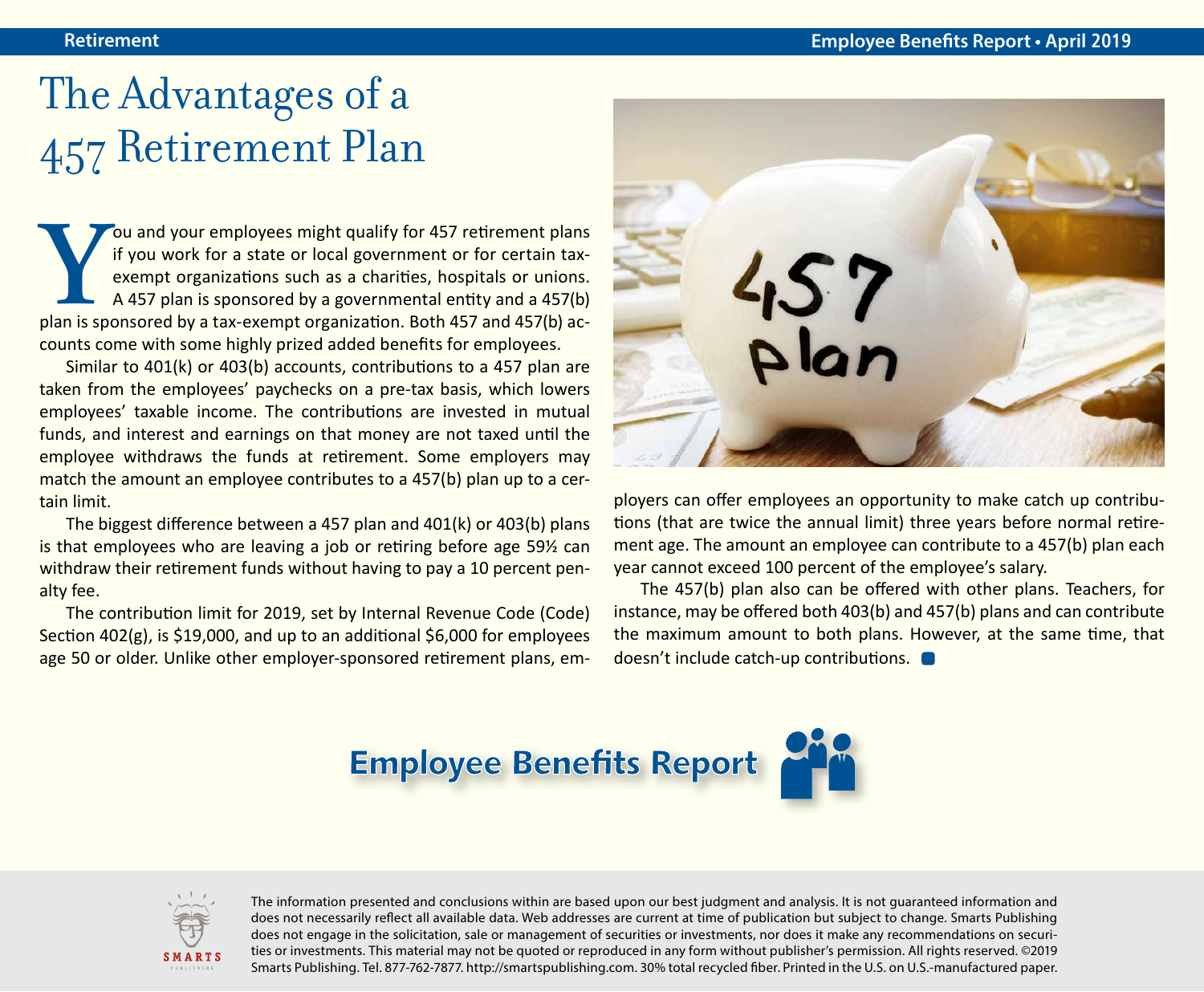# The Advantages of a 457 Retirement Plan

You and your employees might qualify for 457 retirement plans if you work for a state or local government or for certain tax-exempt organizations such as a charities, hospitals or unions. A 457 plan is sponsored by a governmental entity and a 457(b) plan is sponsored by a tax-exempt organization. Both 457 and 457(b) accounts come with some highly prized added benefits for employees.

Similar to 401(k) or 403(b) accounts, contributions to a 457 plan are taken from the employees' paychecks on a pre-tax basis, which lowers employees' taxable income. The contributions are invested in mutual funds, and interest and earnings on that money are not taxed until the employee withdraws the funds at retirement. Some employers may match the amount an employee contributes to a 457(b) plan up to a certain limit.

The biggest difference between a 457 plan and 401(k) or 403(b) plans is that employees who are leaving a job or retiring before age 59½ can withdraw their retirement funds without having to pay a 10 percent penalty fee.

The contribution limit for 2019, set by Internal Revenue Code (Code) Section 402(g), is $19,000, and up to an additional $6,000 for employees age 50 or older. Unlike other employer-sponsored retirement plans, employers can offer employees an opportunity to make catch up contributions (that are twice the annual limit) three years before normal retirement age. The amount an employee can contribute to a 457(b) plan each year cannot exceed 100 percent of the employee's salary.

The 457(b) plan also can be offered with other plans. Teachers, for instance, may be offered both 403(b) and 457(b) plans and can contribute the maximum amount to both plans. However, at the same time, that doesn't include catch-up contributions.

**Employee Benefits Report**

The information presented and conclusions within are based upon our best judgment and analysis. It is not guaranteed information and does not necessarily reflect all available data. Web addresses are current at time of publication but subject to change. Smarts Publishing does not engage in the solicitation, sale or management of securities or investments, nor does it make any recommendations on securities or investments. This material may not be quoted or reproduced in any form without publisher's permission. All rights reserved. ©2019 Smarts Publishing. Tel. 877-762-7877. http://smartspublishing.com. 30% total recycled fiber. Printed in the U.S. on U.S.-manufactured paper.